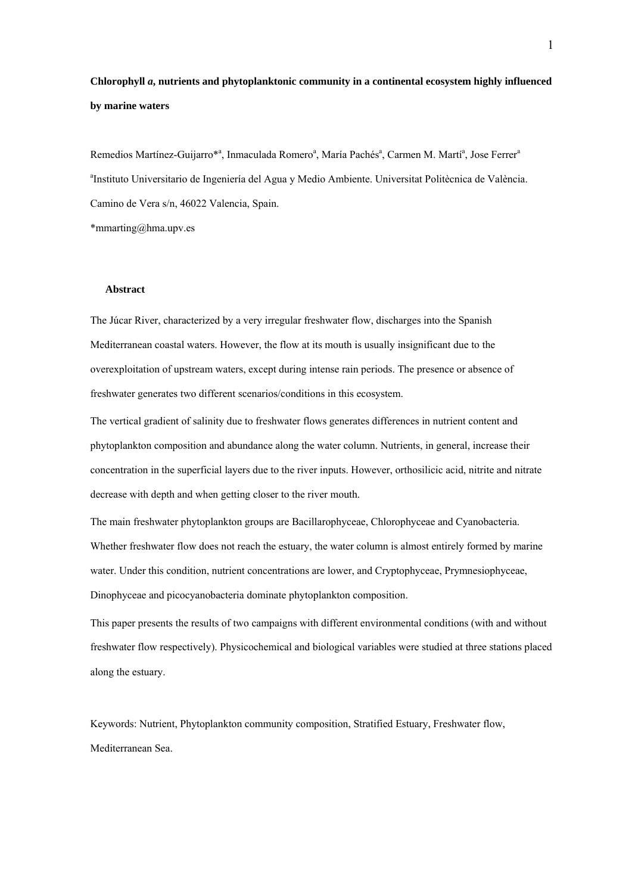**Chlorophyll *a*, nutrients and phytoplanktonic community in a continental ecosystem highly influenced by marine waters**

Remedios Martínez-Guijarro*[a], Inmaculada Romero[a], María Pachés[a], Carmen M. Martí[a], Jose Ferrer[a]

[a]Instituto Universitario de Ingeniería del Agua y Medio Ambiente. Universitat Politècnica de València. Camino de Vera s/n, 46022 Valencia, Spain.

*mmarting@hma.upv.es

## Abstract

The Júcar River, characterized by a very irregular freshwater flow, discharges into the Spanish Mediterranean coastal waters. However, the flow at its mouth is usually insignificant due to the overexploitation of upstream waters, except during intense rain periods. The presence or absence of freshwater generates two different scenarios/conditions in this ecosystem.

The vertical gradient of salinity due to freshwater flows generates differences in nutrient content and phytoplankton composition and abundance along the water column. Nutrients, in general, increase their concentration in the superficial layers due to the river inputs. However, orthosilicic acid, nitrite and nitrate decrease with depth and when getting closer to the river mouth.

The main freshwater phytoplankton groups are Bacillarophyceae, Chlorophyceae and Cyanobacteria. Whether freshwater flow does not reach the estuary, the water column is almost entirely formed by marine water. Under this condition, nutrient concentrations are lower, and Cryptophyceae, Prymnesiophyceae, Dinophyceae and picocyanobacteria dominate phytoplankton composition.

This paper presents the results of two campaigns with different environmental conditions (with and without freshwater flow respectively). Physicochemical and biological variables were studied at three stations placed along the estuary.

Keywords: Nutrient, Phytoplankton community composition, Stratified Estuary, Freshwater flow, Mediterranean Sea.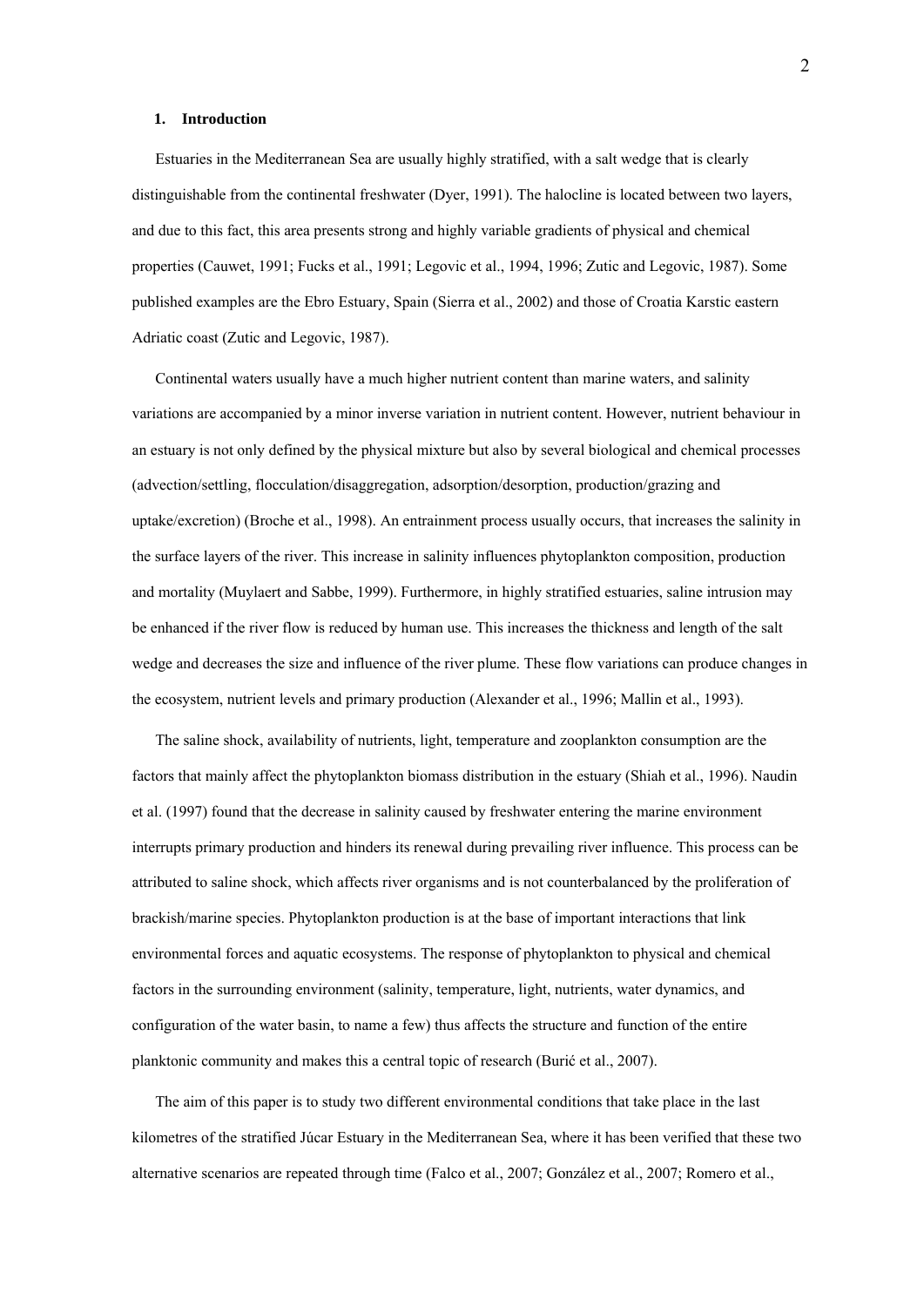## 1. Introduction

Estuaries in the Mediterranean Sea are usually highly stratified, with a salt wedge that is clearly distinguishable from the continental freshwater (Dyer, 1991). The halocline is located between two layers, and due to this fact, this area presents strong and highly variable gradients of physical and chemical properties (Cauwet, 1991; Fucks et al., 1991; Legovic et al., 1994, 1996; Zutic and Legovic, 1987). Some published examples are the Ebro Estuary, Spain (Sierra et al., 2002) and those of Croatia Karstic eastern Adriatic coast (Zutic and Legovic, 1987).

Continental waters usually have a much higher nutrient content than marine waters, and salinity variations are accompanied by a minor inverse variation in nutrient content. However, nutrient behaviour in an estuary is not only defined by the physical mixture but also by several biological and chemical processes (advection/settling, flocculation/disaggregation, adsorption/desorption, production/grazing and uptake/excretion) (Broche et al., 1998). An entrainment process usually occurs, that increases the salinity in the surface layers of the river. This increase in salinity influences phytoplankton composition, production and mortality (Muylaert and Sabbe, 1999). Furthermore, in highly stratified estuaries, saline intrusion may be enhanced if the river flow is reduced by human use. This increases the thickness and length of the salt wedge and decreases the size and influence of the river plume. These flow variations can produce changes in the ecosystem, nutrient levels and primary production (Alexander et al., 1996; Mallin et al., 1993).

The saline shock, availability of nutrients, light, temperature and zooplankton consumption are the factors that mainly affect the phytoplankton biomass distribution in the estuary (Shiah et al., 1996). Naudin et al. (1997) found that the decrease in salinity caused by freshwater entering the marine environment interrupts primary production and hinders its renewal during prevailing river influence. This process can be attributed to saline shock, which affects river organisms and is not counterbalanced by the proliferation of brackish/marine species. Phytoplankton production is at the base of important interactions that link environmental forces and aquatic ecosystems. The response of phytoplankton to physical and chemical factors in the surrounding environment (salinity, temperature, light, nutrients, water dynamics, and configuration of the water basin, to name a few) thus affects the structure and function of the entire planktonic community and makes this a central topic of research (Burić et al., 2007).

The aim of this paper is to study two different environmental conditions that take place in the last kilometres of the stratified Júcar Estuary in the Mediterranean Sea, where it has been verified that these two alternative scenarios are repeated through time (Falco et al., 2007; González et al., 2007; Romero et al.,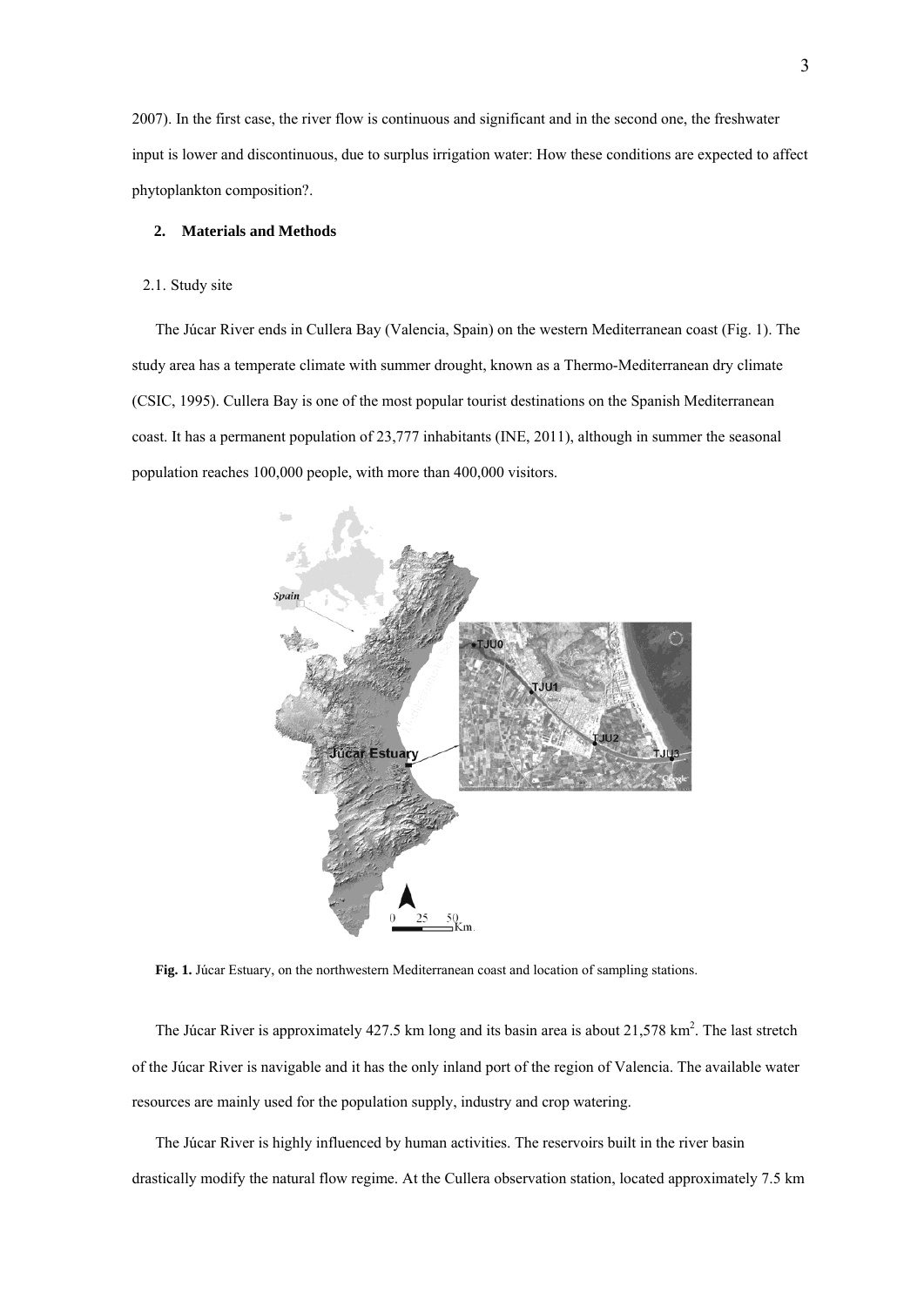2007). In the first case, the river flow is continuous and significant and in the second one, the freshwater input is lower and discontinuous, due to surplus irrigation water: How these conditions are expected to affect phytoplankton composition?.

## 2. Materials and Methods

### 2.1. Study site

The Júcar River ends in Cullera Bay (Valencia, Spain) on the western Mediterranean coast (Fig. 1). The study area has a temperate climate with summer drought, known as a Thermo-Mediterranean dry climate (CSIC, 1995). Cullera Bay is one of the most popular tourist destinations on the Spanish Mediterranean coast. It has a permanent population of 23,777 inhabitants (INE, 2011), although in summer the seasonal population reaches 100,000 people, with more than 400,000 visitors.

**Fig. 1.** Júcar Estuary, on the northwestern Mediterranean coast and location of sampling stations.

The Júcar River is approximately 427.5 km long and its basin area is about 21,578 km$^2$. The last stretch of the Júcar River is navigable and it has the only inland port of the region of Valencia. The available water resources are mainly used for the population supply, industry and crop watering.

The Júcar River is highly influenced by human activities. The reservoirs built in the river basin drastically modify the natural flow regime. At the Cullera observation station, located approximately 7.5 km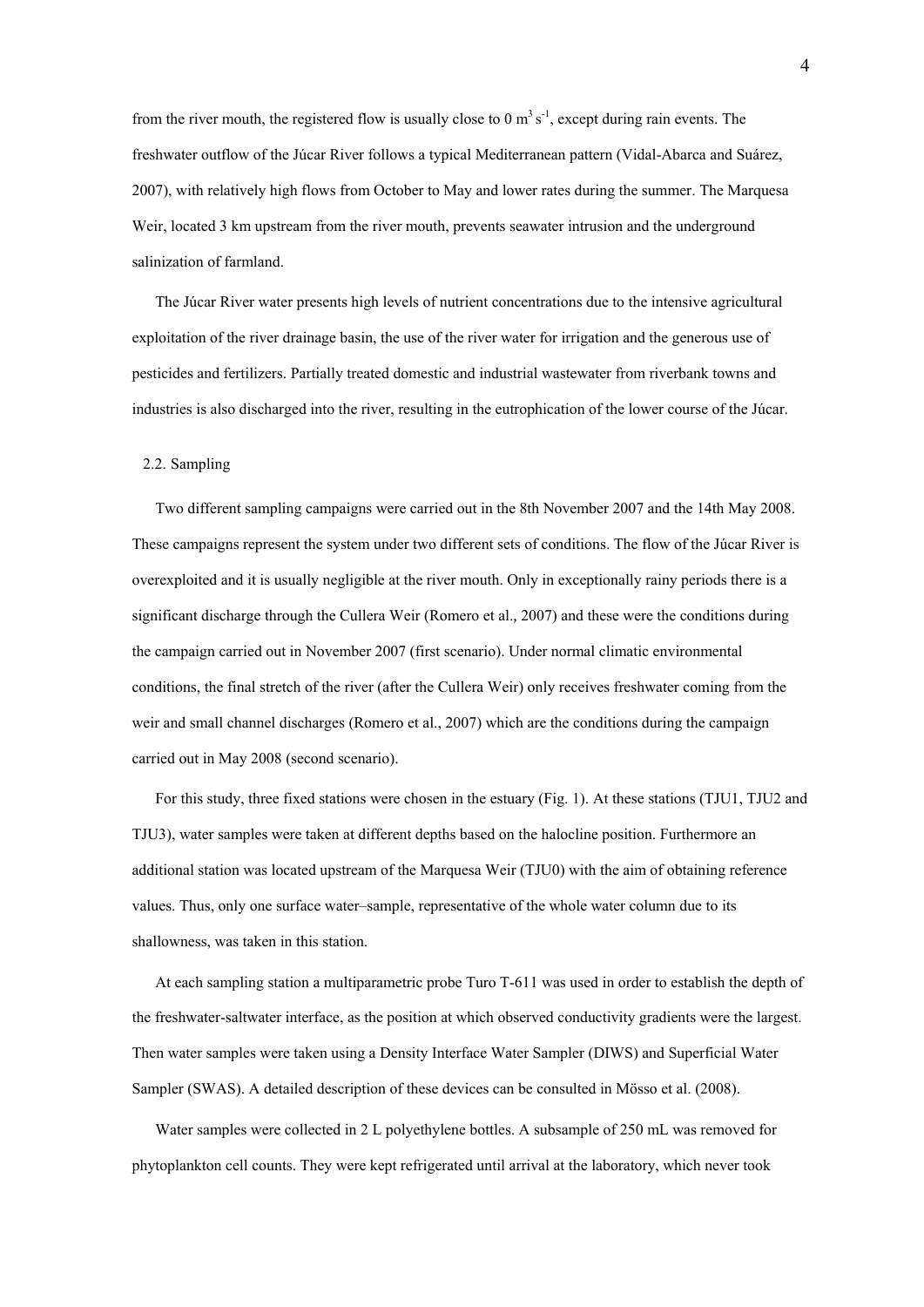from the river mouth, the registered flow is usually close to 0 $m^3 s^{-1}$, except during rain events. The freshwater outflow of the Júcar River follows a typical Mediterranean pattern (Vidal-Abarca and Suárez, 2007), with relatively high flows from October to May and lower rates during the summer. The Marquesa Weir, located 3 km upstream from the river mouth, prevents seawater intrusion and the underground salinization of farmland.

The Júcar River water presents high levels of nutrient concentrations due to the intensive agricultural exploitation of the river drainage basin, the use of the river water for irrigation and the generous use of pesticides and fertilizers. Partially treated domestic and industrial wastewater from riverbank towns and industries is also discharged into the river, resulting in the eutrophication of the lower course of the Júcar.

### 2.2. Sampling

Two different sampling campaigns were carried out in the 8th November 2007 and the 14th May 2008. These campaigns represent the system under two different sets of conditions. The flow of the Júcar River is overexploited and it is usually negligible at the river mouth. Only in exceptionally rainy periods there is a significant discharge through the Cullera Weir (Romero et al., 2007) and these were the conditions during the campaign carried out in November 2007 (first scenario). Under normal climatic environmental conditions, the final stretch of the river (after the Cullera Weir) only receives freshwater coming from the weir and small channel discharges (Romero et al., 2007) which are the conditions during the campaign carried out in May 2008 (second scenario).

For this study, three fixed stations were chosen in the estuary (Fig. 1). At these stations (TJU1, TJU2 and TJU3), water samples were taken at different depths based on the halocline position. Furthermore an additional station was located upstream of the Marquesa Weir (TJU0) with the aim of obtaining reference values. Thus, only one surface water–sample, representative of the whole water column due to its shallowness, was taken in this station.

At each sampling station a multiparametric probe Turo T-611 was used in order to establish the depth of the freshwater-saltwater interface, as the position at which observed conductivity gradients were the largest. Then water samples were taken using a Density Interface Water Sampler (DIWS) and Superficial Water Sampler (SWAS). A detailed description of these devices can be consulted in Mösso et al. (2008).

Water samples were collected in 2 L polyethylene bottles. A subsample of 250 mL was removed for phytoplankton cell counts. They were kept refrigerated until arrival at the laboratory, which never took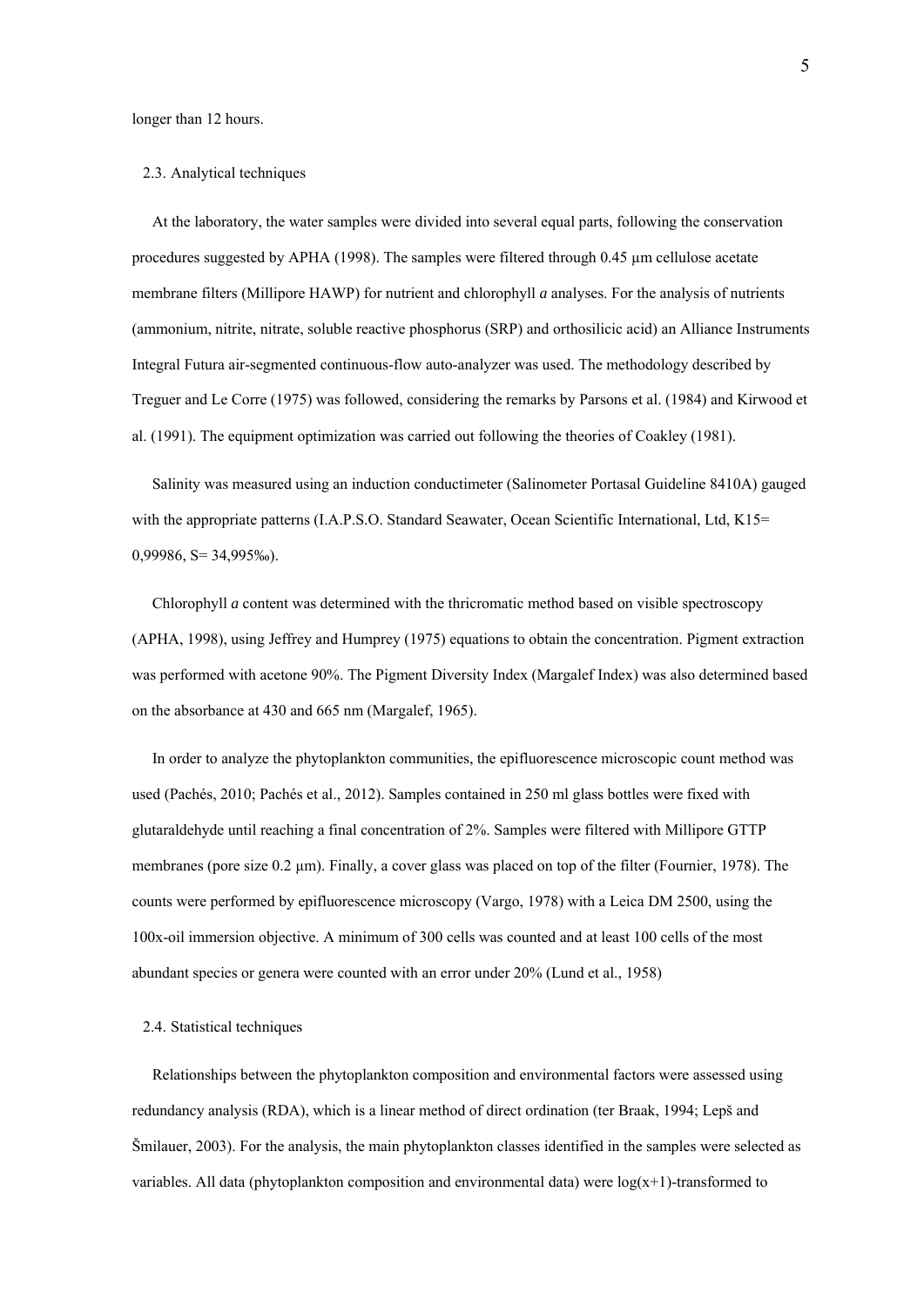longer than 12 hours.

## 2.3. Analytical techniques

At the laboratory, the water samples were divided into several equal parts, following the conservation procedures suggested by APHA (1998). The samples were filtered through 0.45 µm cellulose acetate membrane filters (Millipore HAWP) for nutrient and chlorophyll *a* analyses. For the analysis of nutrients (ammonium, nitrite, nitrate, soluble reactive phosphorus (SRP) and orthosilicic acid) an Alliance Instruments Integral Futura air-segmented continuous-flow auto-analyzer was used. The methodology described by Treguer and Le Corre (1975) was followed, considering the remarks by Parsons et al. (1984) and Kirwood et al. (1991). The equipment optimization was carried out following the theories of Coakley (1981).

Salinity was measured using an induction conductimeter (Salinometer Portasal Guideline 8410A) gauged with the appropriate patterns (I.A.P.S.O. Standard Seawater, Ocean Scientific International, Ltd, K15= 0,99986, S= 34,995‰).

Chlorophyll *a* content was determined with the thricromatic method based on visible spectroscopy (APHA, 1998), using Jeffrey and Humprey (1975) equations to obtain the concentration. Pigment extraction was performed with acetone 90%. The Pigment Diversity Index (Margalef Index) was also determined based on the absorbance at 430 and 665 nm (Margalef, 1965).

In order to analyze the phytoplankton communities, the epifluorescence microscopic count method was used (Pachés, 2010; Pachés et al., 2012). Samples contained in 250 ml glass bottles were fixed with glutaraldehyde until reaching a final concentration of 2%. Samples were filtered with Millipore GTTP membranes (pore size 0.2 µm). Finally, a cover glass was placed on top of the filter (Fournier, 1978). The counts were performed by epifluorescence microscopy (Vargo, 1978) with a Leica DM 2500, using the 100x-oil immersion objective. A minimum of 300 cells was counted and at least 100 cells of the most abundant species or genera were counted with an error under 20% (Lund et al., 1958)

## 2.4. Statistical techniques

Relationships between the phytoplankton composition and environmental factors were assessed using redundancy analysis (RDA), which is a linear method of direct ordination (ter Braak, 1994; Lepš and Šmilauer, 2003). For the analysis, the main phytoplankton classes identified in the samples were selected as variables. All data (phytoplankton composition and environmental data) were $\log(x+1)$-transformed to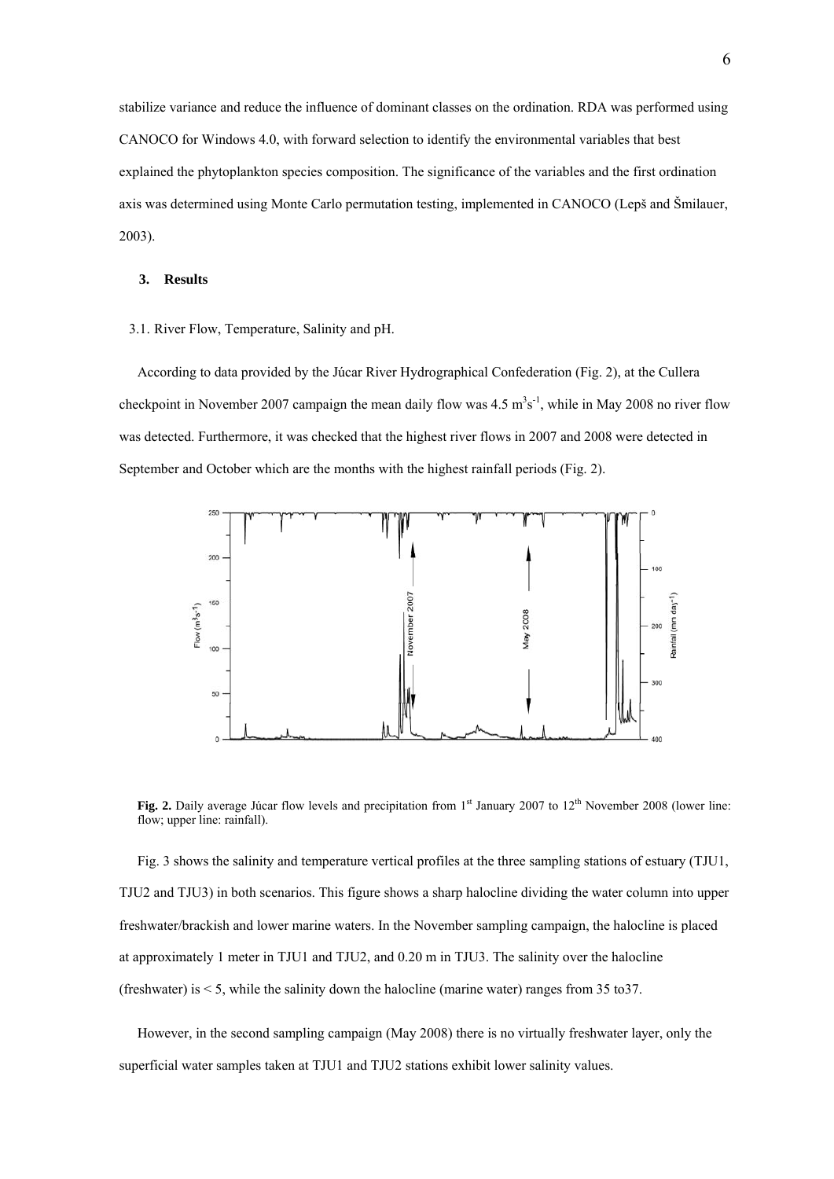stabilize variance and reduce the influence of dominant classes on the ordination. RDA was performed using CANOCO for Windows 4.0, with forward selection to identify the environmental variables that best explained the phytoplankton species composition. The significance of the variables and the first ordination axis was determined using Monte Carlo permutation testing, implemented in CANOCO (Lepš and Šmilauer, 2003).

## 3. Results

### 3.1. River Flow, Temperature, Salinity and pH.

According to data provided by the Júcar River Hydrographical Confederation (Fig. 2), at the Cullera checkpoint in November 2007 campaign the mean daily flow was 4.5 $m^3s^{-1}$, while in May 2008 no river flow was detected. Furthermore, it was checked that the highest river flows in 2007 and 2008 were detected in September and October which are the months with the highest rainfall periods (Fig. 2).

**Fig. 2.** Daily average Júcar flow levels and precipitation from 1[st] January 2007 to 12[th] November 2008 (lower line: flow; upper line: rainfall).

Fig. 3 shows the salinity and temperature vertical profiles at the three sampling stations of estuary (TJU1, TJU2 and TJU3) in both scenarios. This figure shows a sharp halocline dividing the water column into upper freshwater/brackish and lower marine waters. In the November sampling campaign, the halocline is placed at approximately 1 meter in TJU1 and TJU2, and 0.20 m in TJU3. The salinity over the halocline (freshwater) is < 5, while the salinity down the halocline (marine water) ranges from 35 to37.

However, in the second sampling campaign (May 2008) there is no virtually freshwater layer, only the superficial water samples taken at TJU1 and TJU2 stations exhibit lower salinity values.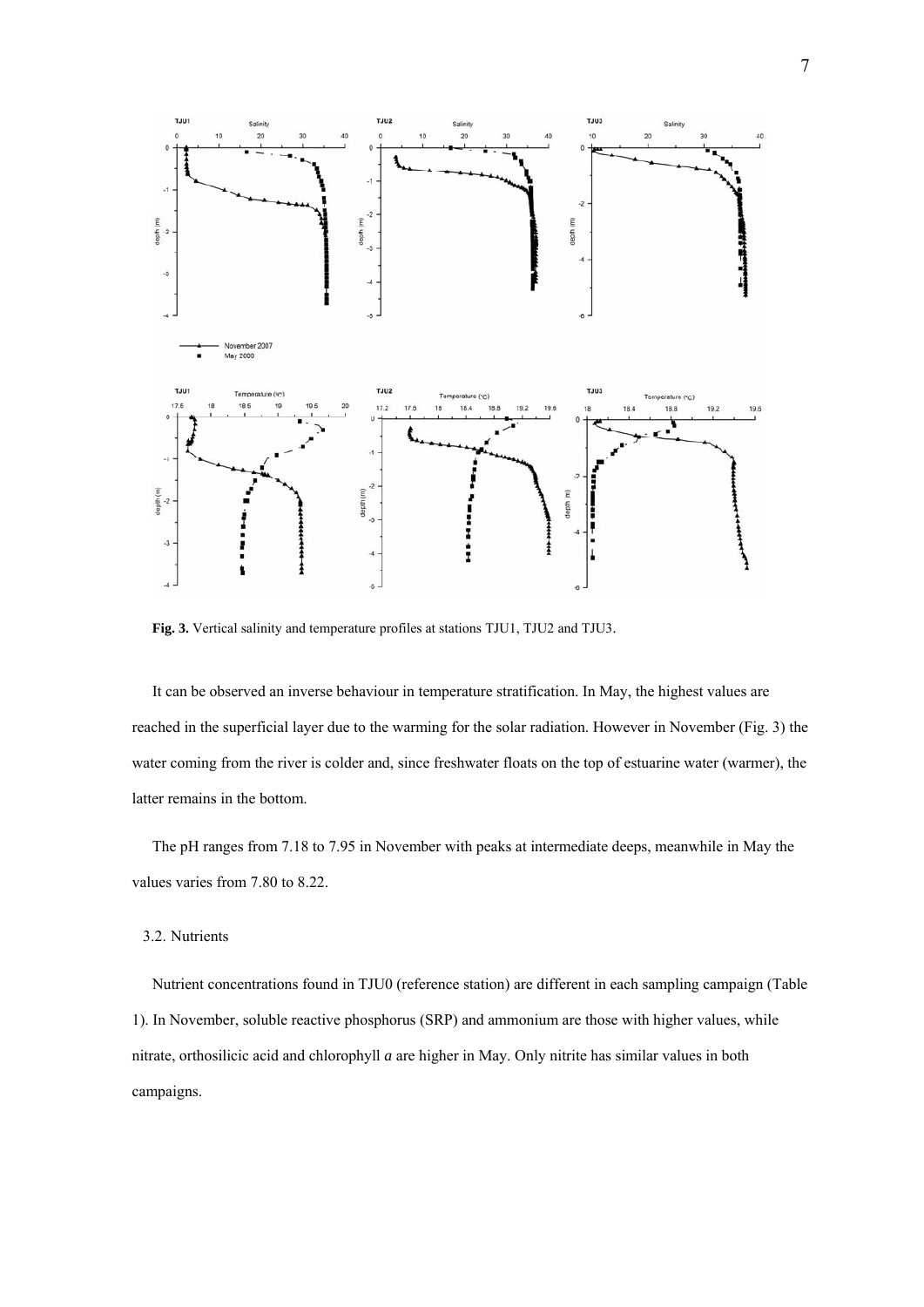Fig. 3. Vertical salinity and temperature profiles at stations TJU1, TJU2 and TJU3.

It can be observed an inverse behaviour in temperature stratification. In May, the highest values are reached in the superficial layer due to the warming for the solar radiation. However in November (Fig. 3) the water coming from the river is colder and, since freshwater floats on the top of estuarine water (warmer), the latter remains in the bottom.

The pH ranges from 7.18 to 7.95 in November with peaks at intermediate deeps, meanwhile in May the values varies from 7.80 to 8.22.

## 3.2. Nutrients

Nutrient concentrations found in TJU0 (reference station) are different in each sampling campaign (Table 1). In November, soluble reactive phosphorus (SRP) and ammonium are those with higher values, while nitrate, orthosilicic acid and chlorophyll *a* are higher in May. Only nitrite has similar values in both campaigns.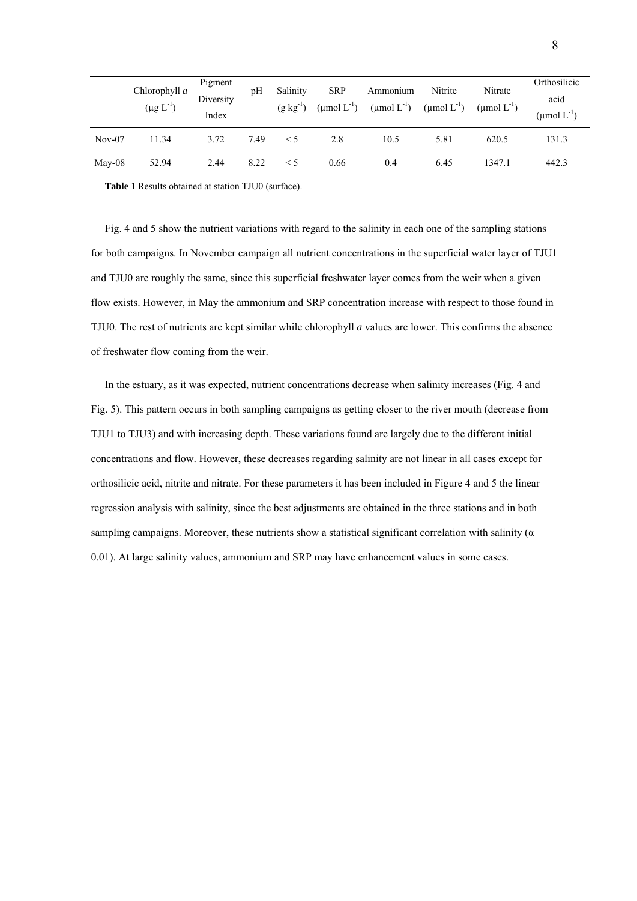| | Chlorophyll *a* ($\mu g\ L^{-1}$) | Pigment Diversity Index | pH | Salinity ($g\ kg^{-1}$) | SRP ($\mu mol\ L^{-1}$) | Ammonium ($\mu mol\ L^{-1}$) | Nitrite ($\mu mol\ L^{-1}$) | Nitrate ($\mu mol\ L^{-1}$) | Orthosilicic acid ($\mu mol\ L^{-1}$) |
|---|---|---|---|---|---|---|---|---|---|
| Nov-07 | 11.34 | 3.72 | 7.49 | < 5 | 2.8 | 10.5 | 5.81 | 620.5 | 131.3 |
| May-08 | 52.94 | 2.44 | 8.22 | < 5 | 0.66 | 0.4 | 6.45 | 1347.1 | 442.3 |

**Table 1** Results obtained at station TJU0 (surface).

Fig. 4 and 5 show the nutrient variations with regard to the salinity in each one of the sampling stations for both campaigns. In November campaign all nutrient concentrations in the superficial water layer of TJU1 and TJU0 are roughly the same, since this superficial freshwater layer comes from the weir when a given flow exists. However, in May the ammonium and SRP concentration increase with respect to those found in TJU0. The rest of nutrients are kept similar while chlorophyll *a* values are lower. This confirms the absence of freshwater flow coming from the weir.

In the estuary, as it was expected, nutrient concentrations decrease when salinity increases (Fig. 4 and Fig. 5). This pattern occurs in both sampling campaigns as getting closer to the river mouth (decrease from TJU1 to TJU3) and with increasing depth. These variations found are largely due to the different initial concentrations and flow. However, these decreases regarding salinity are not linear in all cases except for orthosilicic acid, nitrite and nitrate. For these parameters it has been included in Figure 4 and 5 the linear regression analysis with salinity, since the best adjustments are obtained in the three stations and in both sampling campaigns. Moreover, these nutrients show a statistical significant correlation with salinity ($\alpha$ 0.01). At large salinity values, ammonium and SRP may have enhancement values in some cases.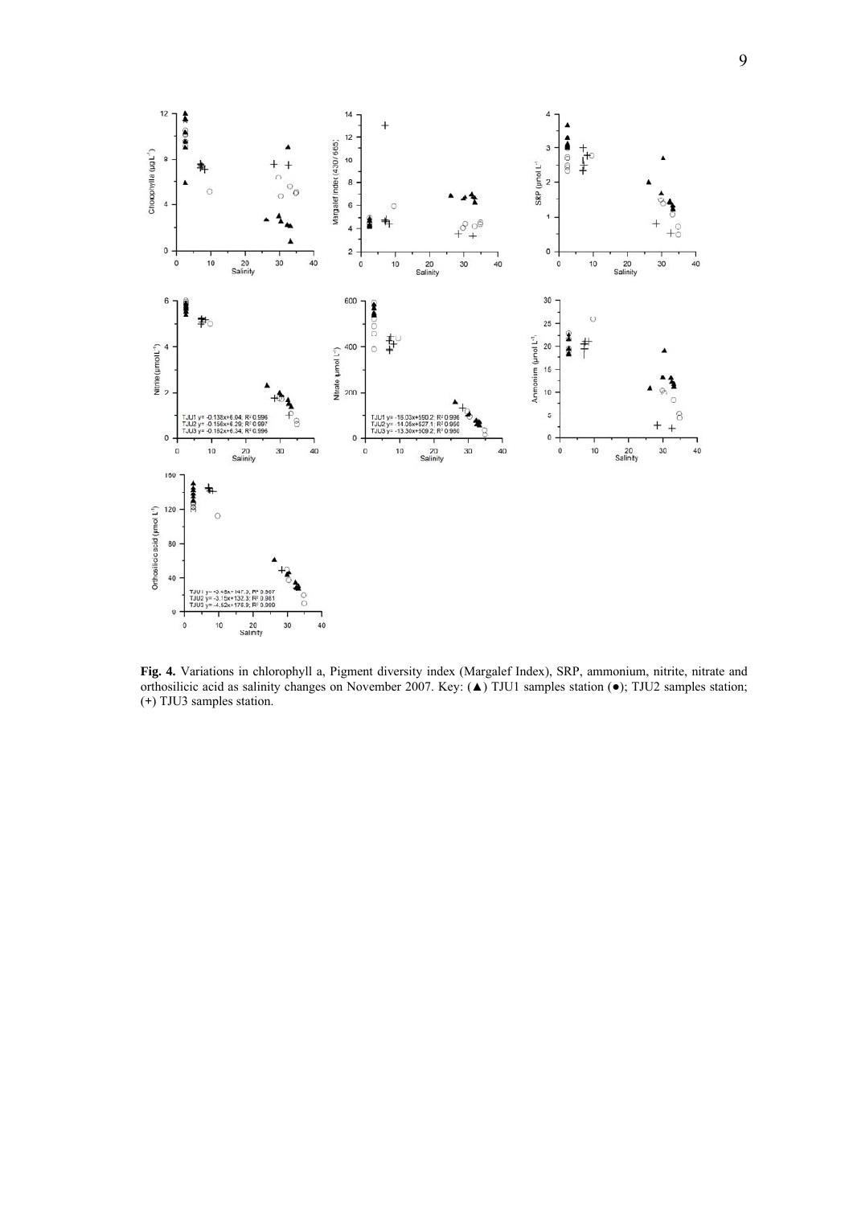**Fig. 4.** Variations in chlorophyll a, Pigment diversity index (Margalef Index), SRP, ammonium, nitrite, nitrate and orthosilicic acid as salinity changes on November 2007. Key: (▲) TJU1 samples station (●); TJU2 samples station; (+) TJU3 samples station.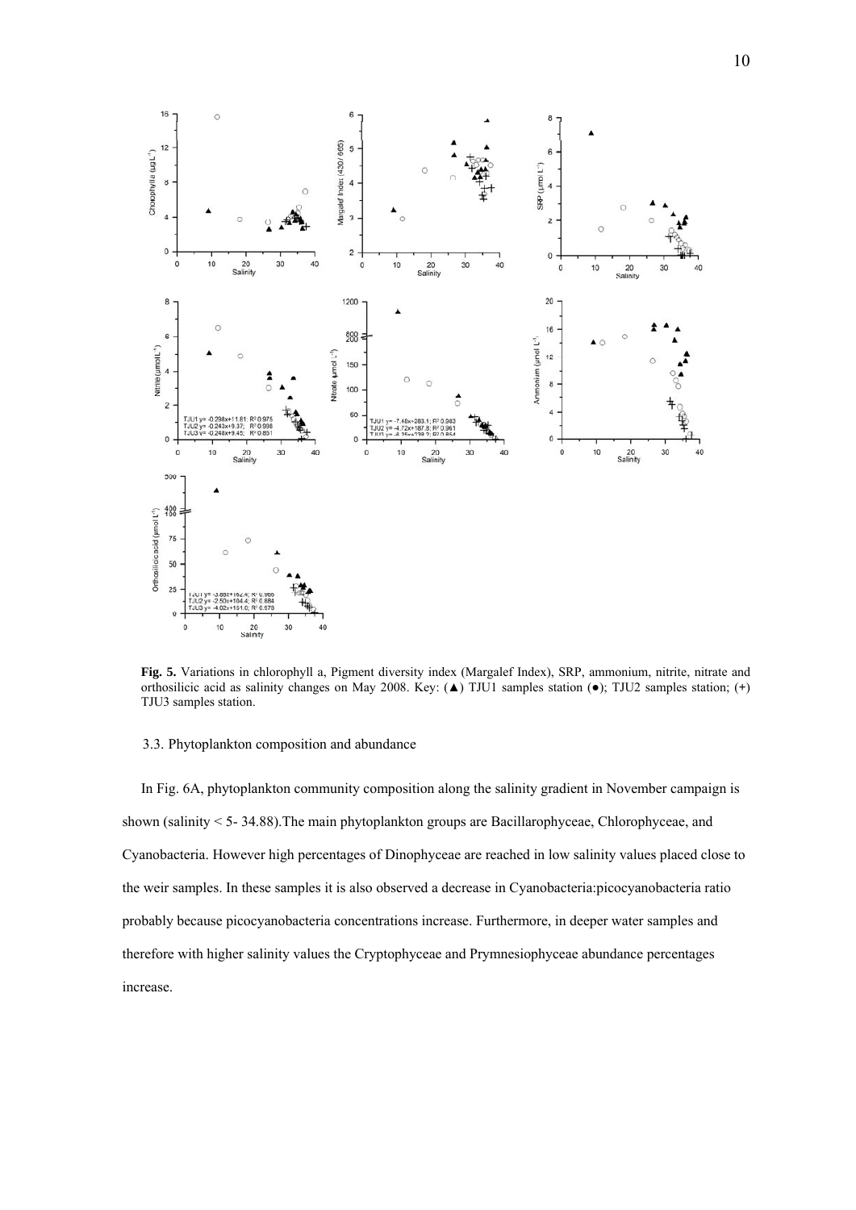**Fig. 5.** Variations in chlorophyll a, Pigment diversity index (Margalef Index), SRP, ammonium, nitrite, nitrate and orthosilicic acid as salinity changes on May 2008. Key: (▲) TJU1 samples station (●); TJU2 samples station; (+) TJU3 samples station.

3.3. Phytoplankton composition and abundance

In Fig. 6A, phytoplankton community composition along the salinity gradient in November campaign is shown (salinity < 5- 34.88).The main phytoplankton groups are Bacillarophyceae, Chlorophyceae, and Cyanobacteria. However high percentages of Dinophyceae are reached in low salinity values placed close to the weir samples. In these samples it is also observed a decrease in Cyanobacteria:picocyanobacteria ratio probably because picocyanobacteria concentrations increase. Furthermore, in deeper water samples and therefore with higher salinity values the Cryptophyceae and Prymnesiophyceae abundance percentages increase.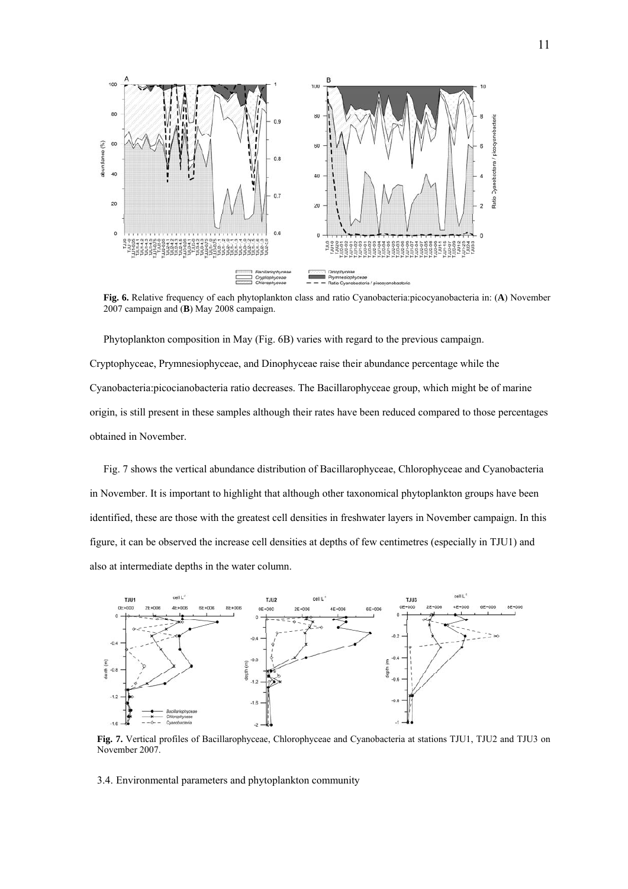**Fig. 6.** Relative frequency of each phytoplankton class and ratio Cyanobacteria:picocyanobacteria in: (**A**) November 2007 campaign and (**B**) May 2008 campaign.

Phytoplankton composition in May (Fig. 6B) varies with regard to the previous campaign. Cryptophyceae, Prymnesiophyceae, and Dinophyceae raise their abundance percentage while the Cyanobacteria:picocianobacteria ratio decreases. The Bacillarophyceae group, which might be of marine origin, is still present in these samples although their rates have been reduced compared to those percentages obtained in November.

Fig. 7 shows the vertical abundance distribution of Bacillarophyceae, Chlorophyceae and Cyanobacteria in November. It is important to highlight that although other taxonomical phytoplankton groups have been identified, these are those with the greatest cell densities in freshwater layers in November campaign. In this figure, it can be observed the increase cell densities at depths of few centimetres (especially in TJU1) and also at intermediate depths in the water column.

**Fig. 7.** Vertical profiles of Bacillarophyceae, Chlorophyceae and Cyanobacteria at stations TJU1, TJU2 and TJU3 on November 2007.

3.4. Environmental parameters and phytoplankton community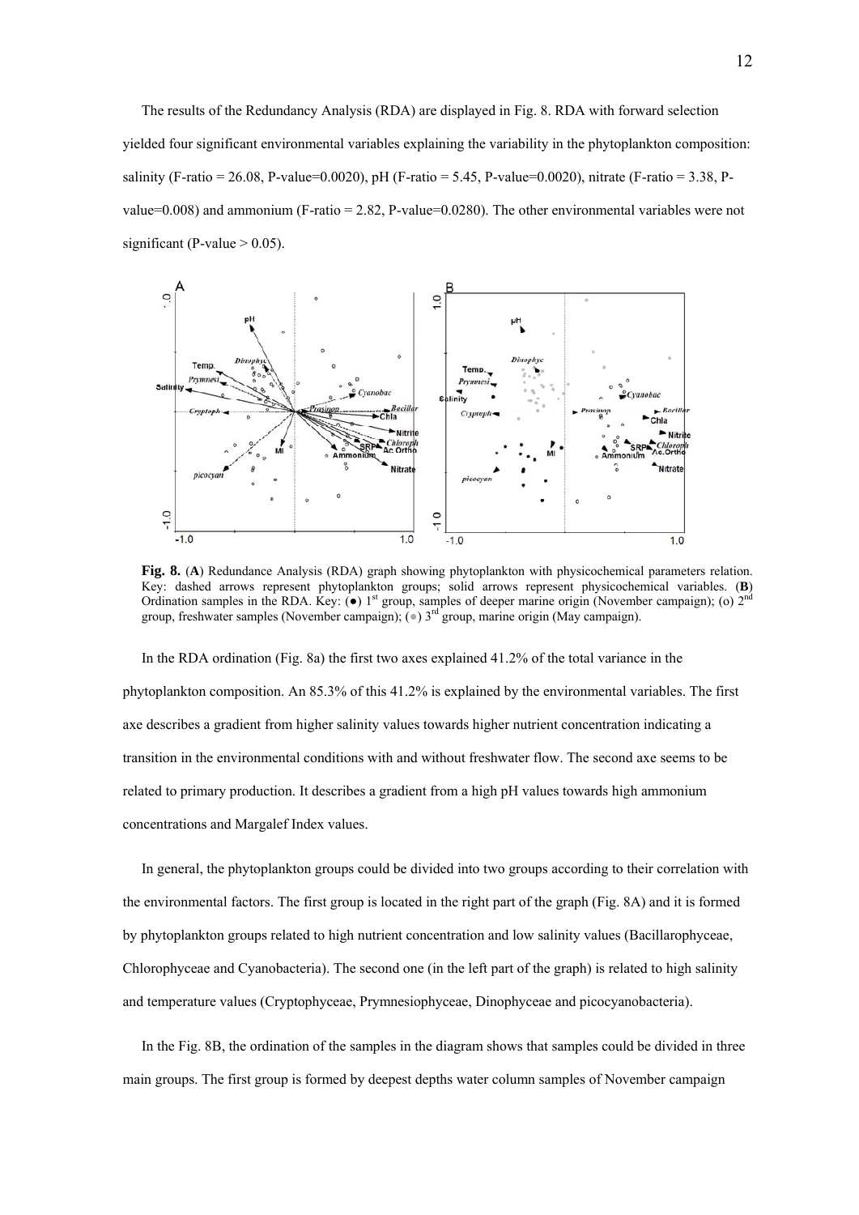The results of the Redundancy Analysis (RDA) are displayed in Fig. 8. RDA with forward selection yielded four significant environmental variables explaining the variability in the phytoplankton composition: salinity (F-ratio = 26.08, P-value=0.0020), pH (F-ratio = 5.45, P-value=0.0020), nitrate (F-ratio = 3.38, P-value=0.008) and ammonium (F-ratio = 2.82, P-value=0.0280). The other environmental variables were not significant (P-value > 0.05).

**Fig. 8.** (**A**) Redundance Analysis (RDA) graph showing phytoplankton with physicochemical parameters relation. Key: dashed arrows represent phytoplankton groups; solid arrows represent physicochemical variables. (**B**) Ordination samples in the RDA. Key: (●) 1st group, samples of deeper marine origin (November campaign); (o) 2nd group, freshwater samples (November campaign); (●) 3rd group, marine origin (May campaign).

In the RDA ordination (Fig. 8a) the first two axes explained 41.2% of the total variance in the phytoplankton composition. An 85.3% of this 41.2% is explained by the environmental variables. The first axe describes a gradient from higher salinity values towards higher nutrient concentration indicating a transition in the environmental conditions with and without freshwater flow. The second axe seems to be related to primary production. It describes a gradient from a high pH values towards high ammonium concentrations and Margalef Index values.

In general, the phytoplankton groups could be divided into two groups according to their correlation with the environmental factors. The first group is located in the right part of the graph (Fig. 8A) and it is formed by phytoplankton groups related to high nutrient concentration and low salinity values (Bacillarophyceae, Chlorophyceae and Cyanobacteria). The second one (in the left part of the graph) is related to high salinity and temperature values (Cryptophyceae, Prymnesiophyceae, Dinophyceae and picocyanobacteria).

In the Fig. 8B, the ordination of the samples in the diagram shows that samples could be divided in three main groups. The first group is formed by deepest depths water column samples of November campaign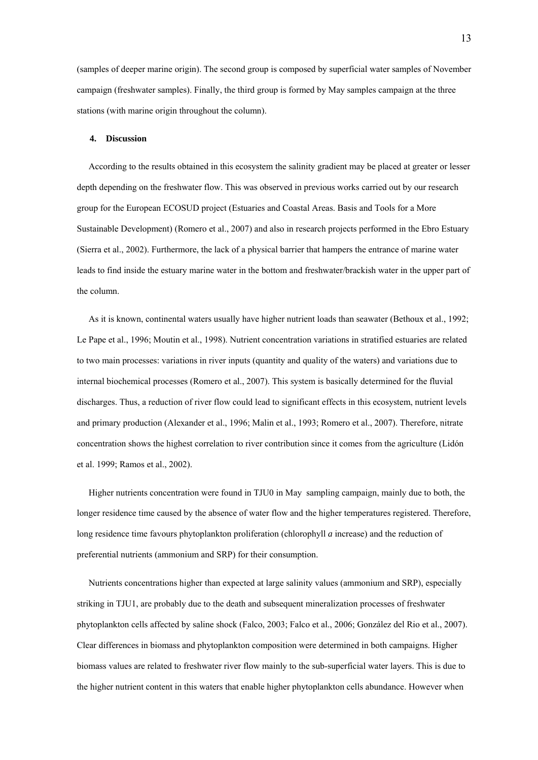(samples of deeper marine origin). The second group is composed by superficial water samples of November campaign (freshwater samples). Finally, the third group is formed by May samples campaign at the three stations (with marine origin throughout the column).

## 4. Discussion

According to the results obtained in this ecosystem the salinity gradient may be placed at greater or lesser depth depending on the freshwater flow. This was observed in previous works carried out by our research group for the European ECOSUD project (Estuaries and Coastal Areas. Basis and Tools for a More Sustainable Development) (Romero et al., 2007) and also in research projects performed in the Ebro Estuary (Sierra et al., 2002). Furthermore, the lack of a physical barrier that hampers the entrance of marine water leads to find inside the estuary marine water in the bottom and freshwater/brackish water in the upper part of the column.

As it is known, continental waters usually have higher nutrient loads than seawater (Bethoux et al., 1992; Le Pape et al., 1996; Moutin et al., 1998). Nutrient concentration variations in stratified estuaries are related to two main processes: variations in river inputs (quantity and quality of the waters) and variations due to internal biochemical processes (Romero et al., 2007). This system is basically determined for the fluvial discharges. Thus, a reduction of river flow could lead to significant effects in this ecosystem, nutrient levels and primary production (Alexander et al., 1996; Malin et al., 1993; Romero et al., 2007). Therefore, nitrate concentration shows the highest correlation to river contribution since it comes from the agriculture (Lidón et al. 1999; Ramos et al., 2002).

Higher nutrients concentration were found in TJU0 in May sampling campaign, mainly due to both, the longer residence time caused by the absence of water flow and the higher temperatures registered. Therefore, long residence time favours phytoplankton proliferation (chlorophyll *a* increase) and the reduction of preferential nutrients (ammonium and SRP) for their consumption.

Nutrients concentrations higher than expected at large salinity values (ammonium and SRP), especially striking in TJU1, are probably due to the death and subsequent mineralization processes of freshwater phytoplankton cells affected by saline shock (Falco, 2003; Falco et al., 2006; González del Rio et al., 2007). Clear differences in biomass and phytoplankton composition were determined in both campaigns. Higher biomass values are related to freshwater river flow mainly to the sub-superficial water layers. This is due to the higher nutrient content in this waters that enable higher phytoplankton cells abundance. However when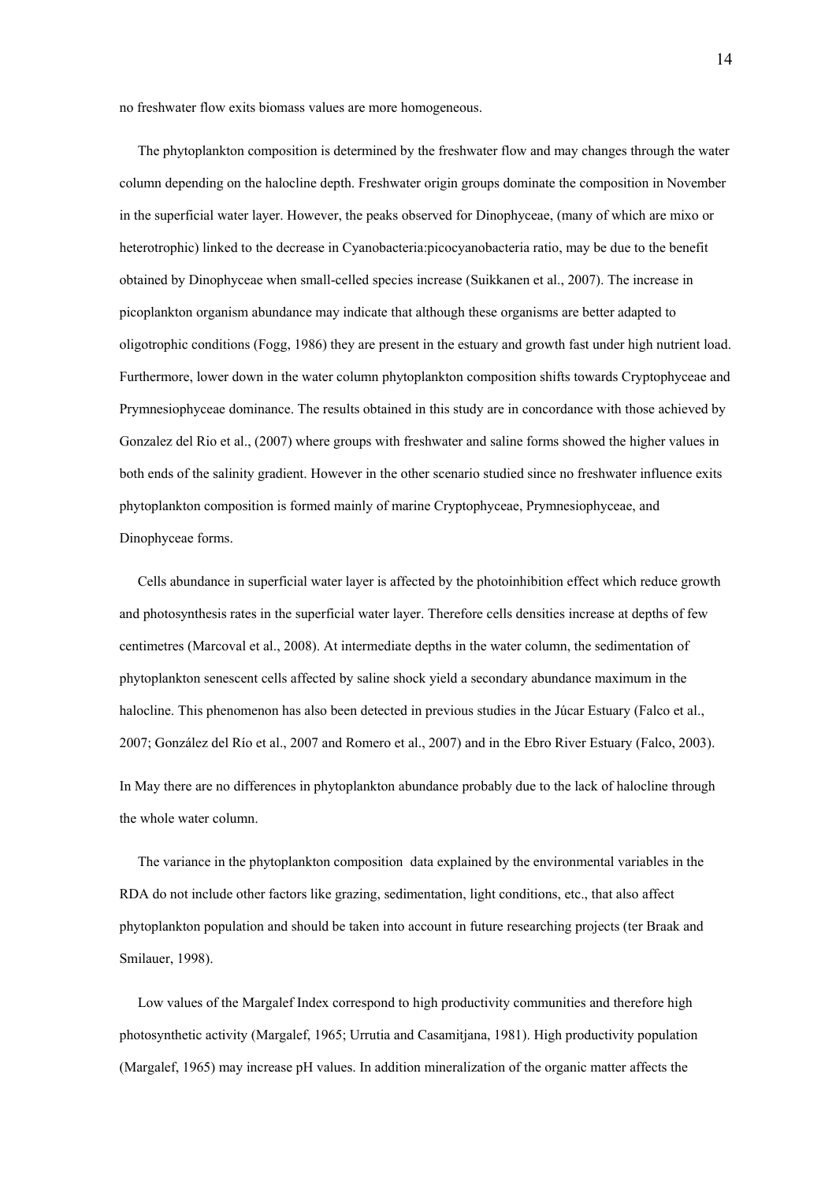no freshwater flow exits biomass values are more homogeneous.

The phytoplankton composition is determined by the freshwater flow and may changes through the water column depending on the halocline depth. Freshwater origin groups dominate the composition in November in the superficial water layer. However, the peaks observed for Dinophyceae, (many of which are mixo or heterotrophic) linked to the decrease in Cyanobacteria:picocyanobacteria ratio, may be due to the benefit obtained by Dinophyceae when small-celled species increase (Suikkanen et al., 2007). The increase in picoplankton organism abundance may indicate that although these organisms are better adapted to oligotrophic conditions (Fogg, 1986) they are present in the estuary and growth fast under high nutrient load. Furthermore, lower down in the water column phytoplankton composition shifts towards Cryptophyceae and Prymnesiophyceae dominance. The results obtained in this study are in concordance with those achieved by Gonzalez del Rio et al., (2007) where groups with freshwater and saline forms showed the higher values in both ends of the salinity gradient. However in the other scenario studied since no freshwater influence exits phytoplankton composition is formed mainly of marine Cryptophyceae, Prymnesiophyceae, and Dinophyceae forms.

Cells abundance in superficial water layer is affected by the photoinhibition effect which reduce growth and photosynthesis rates in the superficial water layer. Therefore cells densities increase at depths of few centimetres (Marcoval et al., 2008). At intermediate depths in the water column, the sedimentation of phytoplankton senescent cells affected by saline shock yield a secondary abundance maximum in the halocline. This phenomenon has also been detected in previous studies in the Júcar Estuary (Falco et al., 2007; González del Río et al., 2007 and Romero et al., 2007) and in the Ebro River Estuary (Falco, 2003).

In May there are no differences in phytoplankton abundance probably due to the lack of halocline through the whole water column.

The variance in the phytoplankton composition data explained by the environmental variables in the RDA do not include other factors like grazing, sedimentation, light conditions, etc., that also affect phytoplankton population and should be taken into account in future researching projects (ter Braak and Smilauer, 1998).

Low values of the Margalef Index correspond to high productivity communities and therefore high photosynthetic activity (Margalef, 1965; Urrutia and Casamitjana, 1981). High productivity population (Margalef, 1965) may increase pH values. In addition mineralization of the organic matter affects the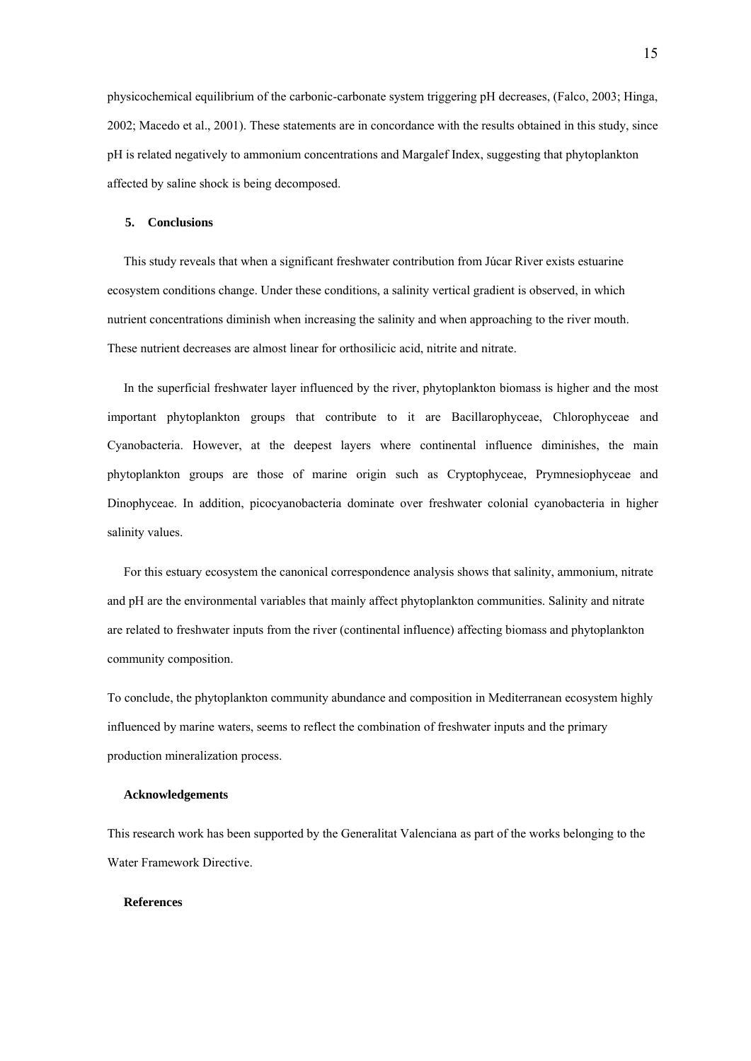physicochemical equilibrium of the carbonic-carbonate system triggering pH decreases, (Falco, 2003; Hinga, 2002; Macedo et al., 2001). These statements are in concordance with the results obtained in this study, since pH is related negatively to ammonium concentrations and Margalef Index, suggesting that phytoplankton affected by saline shock is being decomposed.

## 5. Conclusions

This study reveals that when a significant freshwater contribution from Júcar River exists estuarine ecosystem conditions change. Under these conditions, a salinity vertical gradient is observed, in which nutrient concentrations diminish when increasing the salinity and when approaching to the river mouth. These nutrient decreases are almost linear for orthosilicic acid, nitrite and nitrate.

In the superficial freshwater layer influenced by the river, phytoplankton biomass is higher and the most important phytoplankton groups that contribute to it are Bacillarophyceae, Chlorophyceae and Cyanobacteria. However, at the deepest layers where continental influence diminishes, the main phytoplankton groups are those of marine origin such as Cryptophyceae, Prymnesiophyceae and Dinophyceae. In addition, picocyanobacteria dominate over freshwater colonial cyanobacteria in higher salinity values.

For this estuary ecosystem the canonical correspondence analysis shows that salinity, ammonium, nitrate and pH are the environmental variables that mainly affect phytoplankton communities. Salinity and nitrate are related to freshwater inputs from the river (continental influence) affecting biomass and phytoplankton community composition.

To conclude, the phytoplankton community abundance and composition in Mediterranean ecosystem highly influenced by marine waters, seems to reflect the combination of freshwater inputs and the primary production mineralization process.

## Acknowledgements

This research work has been supported by the Generalitat Valenciana as part of the works belonging to the Water Framework Directive.

## References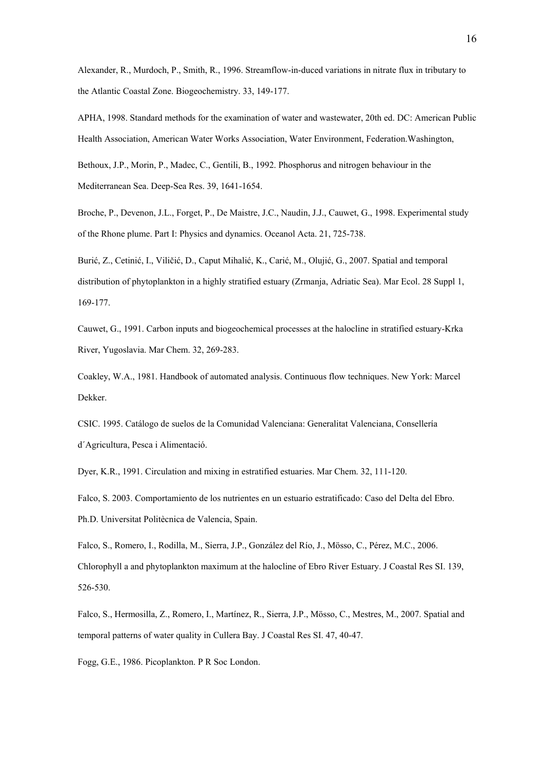Alexander, R., Murdoch, P., Smith, R., 1996. Streamflow-in-duced variations in nitrate flux in tributary to the Atlantic Coastal Zone. Biogeochemistry. 33, 149-177.

APHA, 1998. Standard methods for the examination of water and wastewater, 20th ed. DC: American Public Health Association, American Water Works Association, Water Environment, Federation.Washington,

Bethoux, J.P., Morin, P., Madec, C., Gentili, B., 1992. Phosphorus and nitrogen behaviour in the Mediterranean Sea. Deep-Sea Res. 39, 1641-1654.

Broche, P., Devenon, J.L., Forget, P., De Maistre, J.C., Naudin, J.J., Cauwet, G., 1998. Experimental study of the Rhone plume. Part I: Physics and dynamics. Oceanol Acta. 21, 725-738.

Burić, Z., Cetinić, I., Viličić, D., Caput Mihalić, K., Carić, M., Olujić, G., 2007. Spatial and temporal distribution of phytoplankton in a highly stratified estuary (Zrmanja, Adriatic Sea). Mar Ecol. 28 Suppl 1, 169-177.

Cauwet, G., 1991. Carbon inputs and biogeochemical processes at the halocline in stratified estuary-Krka River, Yugoslavia. Mar Chem. 32, 269-283.

Coakley, W.A., 1981. Handbook of automated analysis. Continuous flow techniques. New York: Marcel Dekker.

CSIC. 1995. Catálogo de suelos de la Comunidad Valenciana: Generalitat Valenciana, Consellería d´Agricultura, Pesca i Alimentació.

Dyer, K.R., 1991. Circulation and mixing in estratified estuaries. Mar Chem. 32, 111-120.

Falco, S. 2003. Comportamiento de los nutrientes en un estuario estratificado: Caso del Delta del Ebro. Ph.D. Universitat Politècnica de Valencia, Spain.

Falco, S., Romero, I., Rodilla, M., Sierra, J.P., González del Río, J., Mösso, C., Pérez, M.C., 2006. Chlorophyll a and phytoplankton maximum at the halocline of Ebro River Estuary. J Coastal Res SI. 139, 526-530.

Falco, S., Hermosilla, Z., Romero, I., Martínez, R., Sierra, J.P., Mösso, C., Mestres, M., 2007. Spatial and temporal patterns of water quality in Cullera Bay. J Coastal Res SI. 47, 40-47.

Fogg, G.E., 1986. Picoplankton. P R Soc London.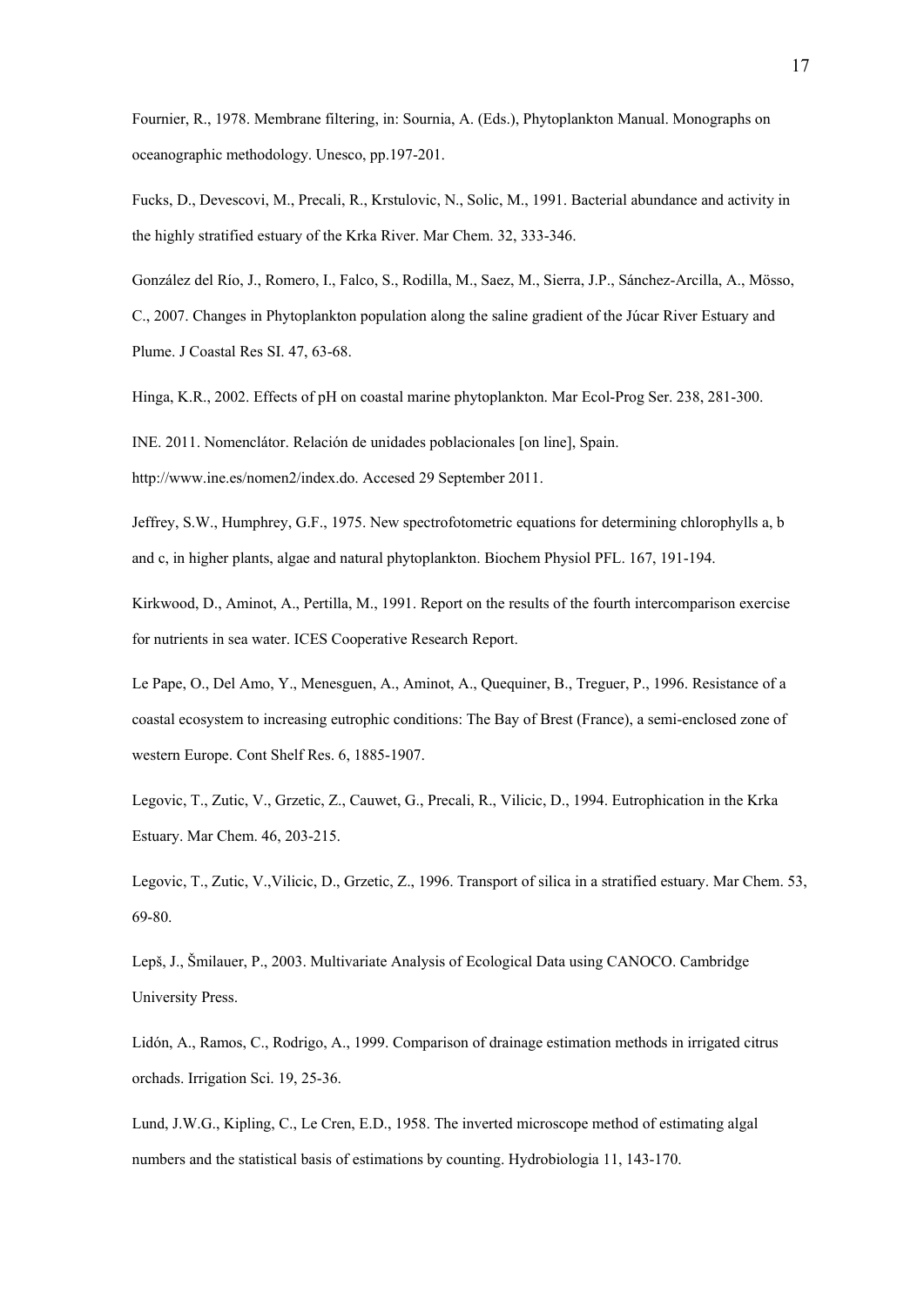Fournier, R., 1978. Membrane filtering, in: Sournia, A. (Eds.), Phytoplankton Manual. Monographs on oceanographic methodology. Unesco, pp.197-201.

Fucks, D., Devescovi, M., Precali, R., Krstulovic, N., Solic, M., 1991. Bacterial abundance and activity in the highly stratified estuary of the Krka River. Mar Chem. 32, 333-346.

González del Río, J., Romero, I., Falco, S., Rodilla, M., Saez, M., Sierra, J.P., Sánchez-Arcilla, A., Mösso, C., 2007. Changes in Phytoplankton population along the saline gradient of the Júcar River Estuary and Plume. J Coastal Res SI. 47, 63-68.

Hinga, K.R., 2002. Effects of pH on coastal marine phytoplankton. Mar Ecol-Prog Ser. 238, 281-300.

INE. 2011. Nomenclátor. Relación de unidades poblacionales [on line], Spain. http://www.ine.es/nomen2/index.do. Accesed 29 September 2011.

Jeffrey, S.W., Humphrey, G.F., 1975. New spectrofotometric equations for determining chlorophylls a, b and c, in higher plants, algae and natural phytoplankton. Biochem Physiol PFL. 167, 191-194.

Kirkwood, D., Aminot, A., Pertilla, M., 1991. Report on the results of the fourth intercomparison exercise for nutrients in sea water. ICES Cooperative Research Report.

Le Pape, O., Del Amo, Y., Menesguen, A., Aminot, A., Quequiner, B., Treguer, P., 1996. Resistance of a coastal ecosystem to increasing eutrophic conditions: The Bay of Brest (France), a semi-enclosed zone of western Europe. Cont Shelf Res. 6, 1885-1907.

Legovic, T., Zutic, V., Grzetic, Z., Cauwet, G., Precali, R., Vilicic, D., 1994. Eutrophication in the Krka Estuary. Mar Chem. 46, 203-215.

Legovic, T., Zutic, V.,Vilicic, D., Grzetic, Z., 1996. Transport of silica in a stratified estuary. Mar Chem. 53, 69-80.

Lepš, J., Šmilauer, P., 2003. Multivariate Analysis of Ecological Data using CANOCO. Cambridge University Press.

Lidón, A., Ramos, C., Rodrigo, A., 1999. Comparison of drainage estimation methods in irrigated citrus orchads. Irrigation Sci. 19, 25-36.

Lund, J.W.G., Kipling, C., Le Cren, E.D., 1958. The inverted microscope method of estimating algal numbers and the statistical basis of estimations by counting. Hydrobiologia 11, 143-170.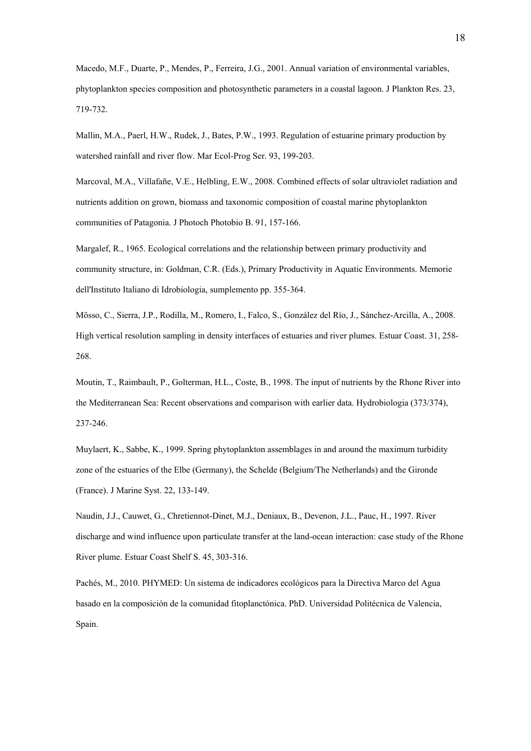Macedo, M.F., Duarte, P., Mendes, P., Ferreira, J.G., 2001. Annual variation of environmental variables, phytoplankton species composition and photosynthetic parameters in a coastal lagoon. J Plankton Res. 23, 719-732.

Mallin, M.A., Paerl, H.W., Rudek, J., Bates, P.W., 1993. Regulation of estuarine primary production by watershed rainfall and river flow. Mar Ecol-Prog Ser. 93, 199-203.

Marcoval, M.A., Villafañe, V.E., Helbling, E.W., 2008. Combined effects of solar ultraviolet radiation and nutrients addition on grown, biomass and taxonomic composition of coastal marine phytoplankton communities of Patagonia. J Photoch Photobio B. 91, 157-166.

Margalef, R., 1965. Ecological correlations and the relationship between primary productivity and community structure, in: Goldman, C.R. (Eds.), Primary Productivity in Aquatic Environments. Memorie dell'Instituto Italiano di Idrobiologia, sumplemento pp. 355-364.

Mösso, C., Sierra, J.P., Rodilla, M., Romero, I., Falco, S., González del Río, J., Sánchez-Arcilla, A., 2008. High vertical resolution sampling in density interfaces of estuaries and river plumes. Estuar Coast. 31, 258-268.

Moutin, T., Raimbault, P., Golterman, H.L., Coste, B., 1998. The input of nutrients by the Rhone River into the Mediterranean Sea: Recent observations and comparison with earlier data. Hydrobiologia (373/374), 237-246.

Muylaert, K., Sabbe, K., 1999. Spring phytoplankton assemblages in and around the maximum turbidity zone of the estuaries of the Elbe (Germany), the Schelde (Belgium/The Netherlands) and the Gironde (France). J Marine Syst. 22, 133-149.

Naudin, J.J., Cauwet, G., Chretiennot-Dinet, M.J., Deniaux, B., Devenon, J.L., Pauc, H., 1997. River discharge and wind influence upon particulate transfer at the land-ocean interaction: case study of the Rhone River plume. Estuar Coast Shelf S. 45, 303-316.

Pachés, M., 2010. PHYMED: Un sistema de indicadores ecológicos para la Directiva Marco del Agua basado en la composición de la comunidad fitoplanctónica. PhD. Universidad Politécnica de Valencia, Spain.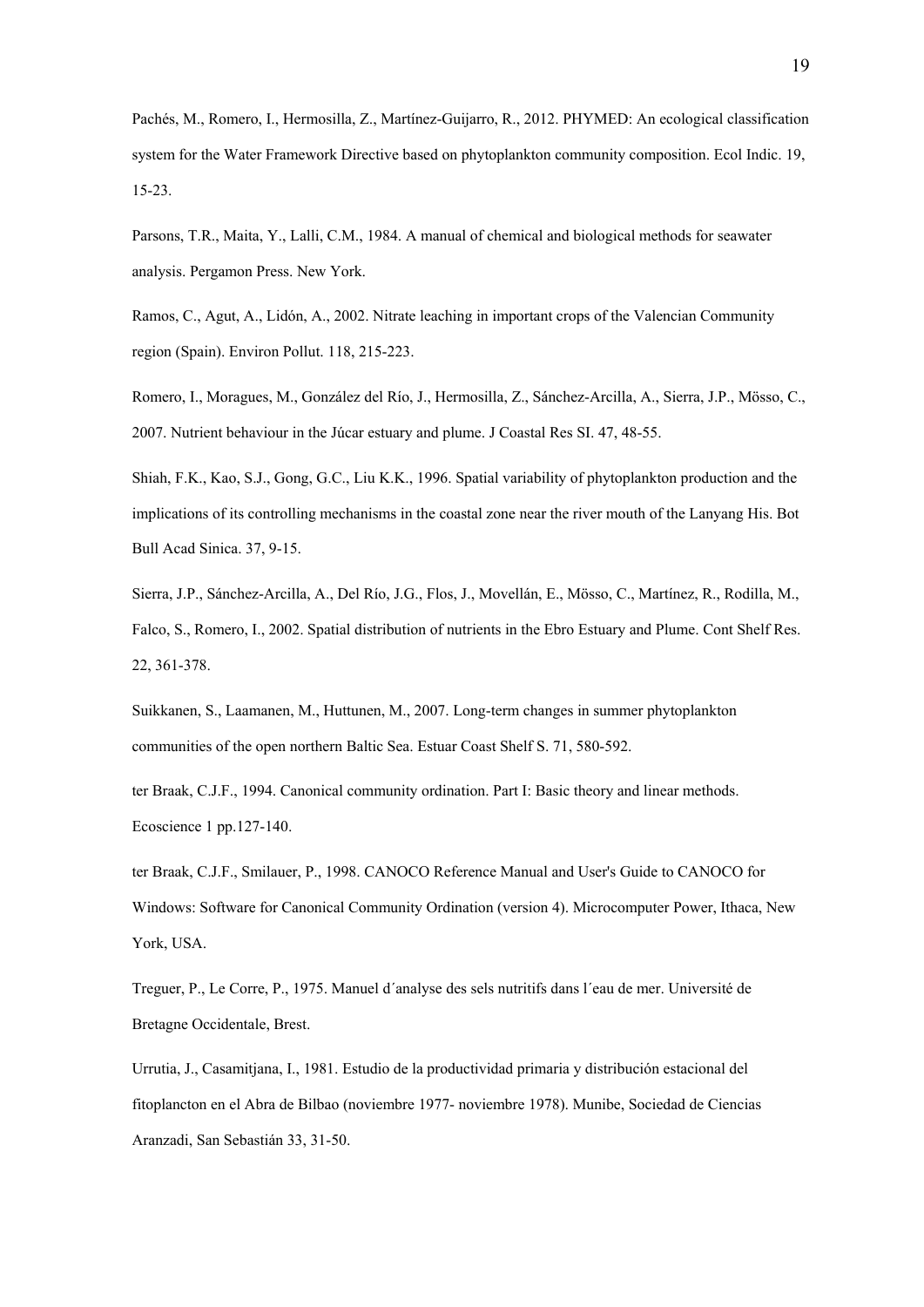Pachés, M., Romero, I., Hermosilla, Z., Martínez-Guijarro, R., 2012. PHYMED: An ecological classification system for the Water Framework Directive based on phytoplankton community composition. Ecol Indic. 19, 15-23.

Parsons, T.R., Maita, Y., Lalli, C.M., 1984. A manual of chemical and biological methods for seawater analysis. Pergamon Press. New York.

Ramos, C., Agut, A., Lidón, A., 2002. Nitrate leaching in important crops of the Valencian Community region (Spain). Environ Pollut. 118, 215-223.

Romero, I., Moragues, M., González del Río, J., Hermosilla, Z., Sánchez-Arcilla, A., Sierra, J.P., Mösso, C., 2007. Nutrient behaviour in the Júcar estuary and plume. J Coastal Res SI. 47, 48-55.

Shiah, F.K., Kao, S.J., Gong, G.C., Liu K.K., 1996. Spatial variability of phytoplankton production and the implications of its controlling mechanisms in the coastal zone near the river mouth of the Lanyang His. Bot Bull Acad Sinica. 37, 9-15.

Sierra, J.P., Sánchez-Arcilla, A., Del Río, J.G., Flos, J., Movellán, E., Mösso, C., Martínez, R., Rodilla, M., Falco, S., Romero, I., 2002. Spatial distribution of nutrients in the Ebro Estuary and Plume. Cont Shelf Res. 22, 361-378.

Suikkanen, S., Laamanen, M., Huttunen, M., 2007. Long-term changes in summer phytoplankton communities of the open northern Baltic Sea. Estuar Coast Shelf S. 71, 580-592.

ter Braak, C.J.F., 1994. Canonical community ordination. Part I: Basic theory and linear methods. Ecoscience 1 pp.127-140.

ter Braak, C.J.F., Smilauer, P., 1998. CANOCO Reference Manual and User's Guide to CANOCO for Windows: Software for Canonical Community Ordination (version 4). Microcomputer Power, Ithaca, New York, USA.

Treguer, P., Le Corre, P., 1975. Manuel d´analyse des sels nutritifs dans l´eau de mer. Université de Bretagne Occidentale, Brest.

Urrutia, J., Casamitjana, I., 1981. Estudio de la productividad primaria y distribución estacional del fitoplancton en el Abra de Bilbao (noviembre 1977- noviembre 1978). Munibe, Sociedad de Ciencias Aranzadi, San Sebastián 33, 31-50.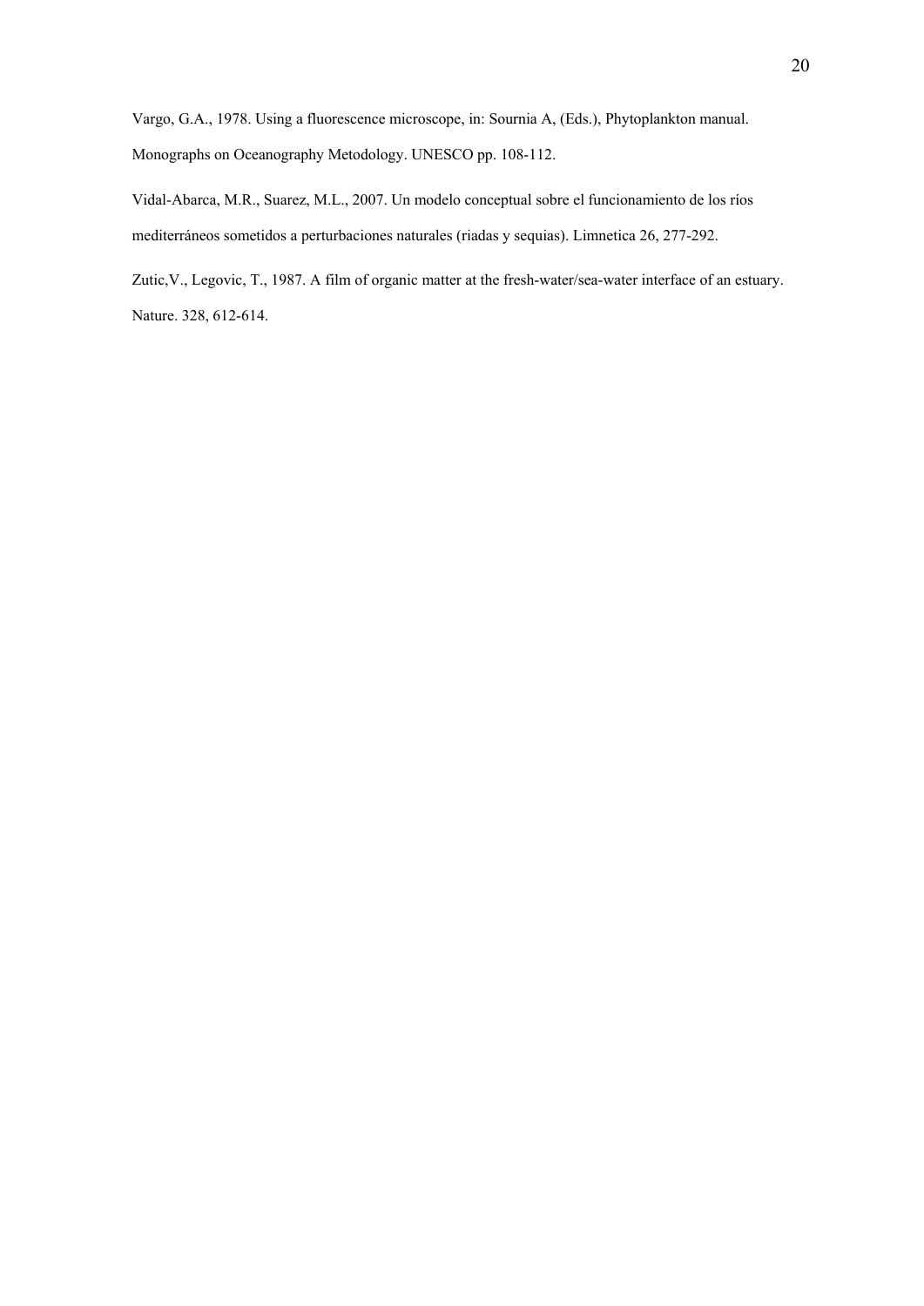Vargo, G.A., 1978. Using a fluorescence microscope, in: Sournia A, (Eds.), Phytoplankton manual. Monographs on Oceanography Metodology. UNESCO pp. 108-112.

Vidal-Abarca, M.R., Suarez, M.L., 2007. Un modelo conceptual sobre el funcionamiento de los ríos mediterráneos sometidos a perturbaciones naturales (riadas y sequias). Limnetica 26, 277-292.

Zutic,V., Legovic, T., 1987. A film of organic matter at the fresh-water/sea-water interface of an estuary. Nature. 328, 612-614.